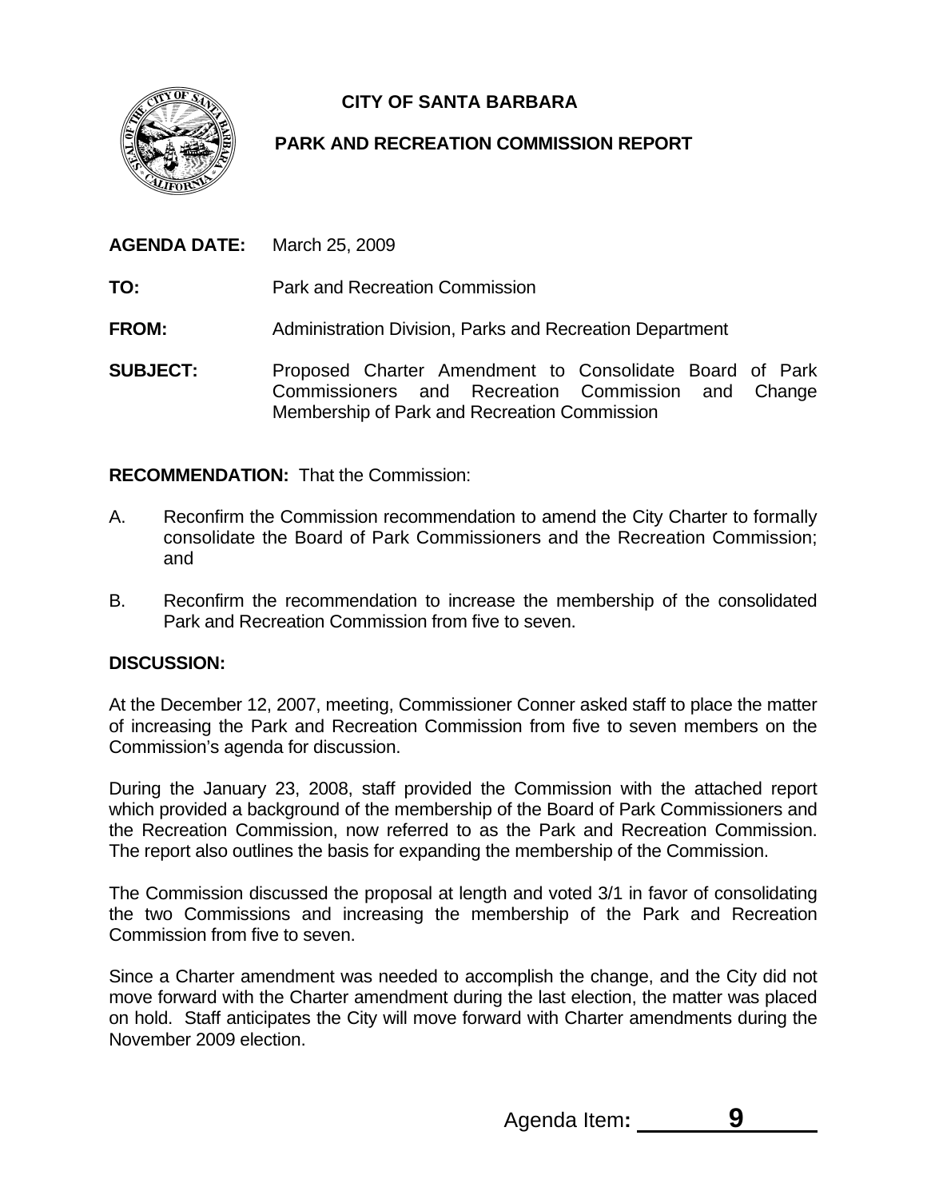**CITY OF SANTA BARBARA**

**PARK AND RECREATION COMMISSION REPORT**

**AGENDA DATE:** March 25, 2009

**TO:** Park and Recreation Commission

**FROM:** Administration Division, Parks and Recreation Department

**SUBJECT:** Proposed Charter Amendment to Consolidate Board of Park Commissioners and Recreation Commission and Change Membership of Park and Recreation Commission

**RECOMMENDATION:** That the Commission:

A. Reconfirm the Commission recommendation to amend the City Charter to formally consolidate the Board of Park Commissioners and the Recreation Commission; and

B. Reconfirm the recommendation to increase the membership of the consolidated Park and Recreation Commission from five to seven.

**DISCUSSION:**

At the December 12, 2007, meeting, Commissioner Conner asked staff to place the matter of increasing the Park and Recreation Commission from five to seven members on the Commission's agenda for discussion.

During the January 23, 2008, staff provided the Commission with the attached report which provided a background of the membership of the Board of Park Commissioners and the Recreation Commission, now referred to as the Park and Recreation Commission. The report also outlines the basis for expanding the membership of the Commission.

The Commission discussed the proposal at length and voted 3/1 in favor of consolidating the two Commissions and increasing the membership of the Park and Recreation Commission from five to seven.

Since a Charter amendment was needed to accomplish the change, and the City did not move forward with the Charter amendment during the last election, the matter was placed on hold. Staff anticipates the City will move forward with Charter amendments during the November 2009 election.

Agenda Item**:** 9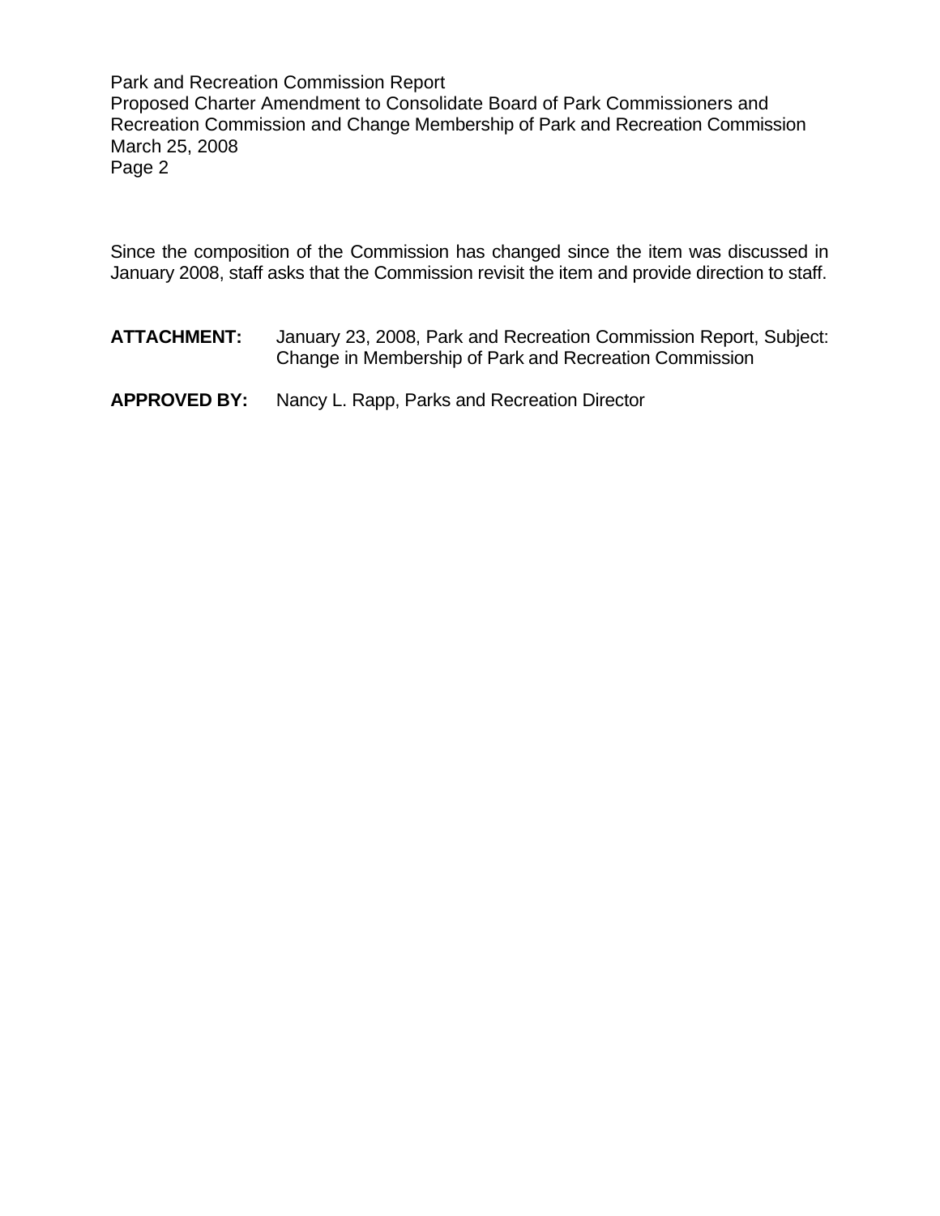Since the composition of the Commission has changed since the item was discussed in January 2008, staff asks that the Commission revisit the item and provide direction to staff.

**ATTACHMENT:** January 23, 2008, Park and Recreation Commission Report, Subject: Change in Membership of Park and Recreation Commission

**APPROVED BY:** Nancy L. Rapp, Parks and Recreation Director